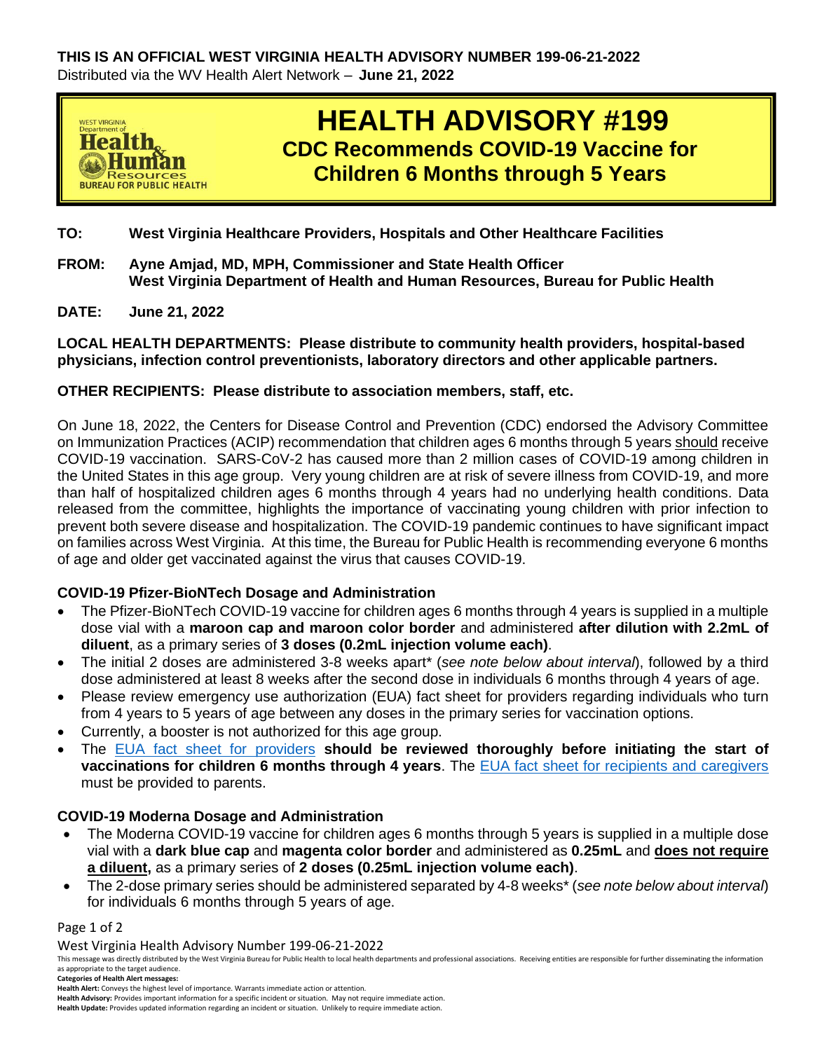**THIS IS AN OFFICIAL WEST VIRGINIA HEALTH ADVISORY NUMBER 199-06-21-2022**
Distributed via the WV Health Alert Network – **June 21, 2022**

West Virginia Department of Health & Human Resources
Bureau for Public Health

# HEALTH ADVISORY #199

## CDC Recommends COVID-19 Vaccine for Children 6 Months through 5 Years

**TO:** **West Virginia Healthcare Providers, Hospitals and Other Healthcare Facilities**

**FROM:** **Ayne Amjad, MD, MPH, Commissioner and State Health Officer**
**West Virginia Department of Health and Human Resources, Bureau for Public Health**

**DATE:** **June 21, 2022**

**LOCAL HEALTH DEPARTMENTS: Please distribute to community health providers, hospital-based physicians, infection control preventionists, laboratory directors and other applicable partners.**

**OTHER RECIPIENTS: Please distribute to association members, staff, etc.**

On June 18, 2022, the Centers for Disease Control and Prevention (CDC) endorsed the Advisory Committee on Immunization Practices (ACIP) recommendation that children ages 6 months through 5 years should receive COVID-19 vaccination. SARS-CoV-2 has caused more than 2 million cases of COVID-19 among children in the United States in this age group. Very young children are at risk of severe illness from COVID-19, and more than half of hospitalized children ages 6 months through 4 years had no underlying health conditions. Data released from the committee, highlights the importance of vaccinating young children with prior infection to prevent both severe disease and hospitalization. The COVID-19 pandemic continues to have significant impact on families across West Virginia. At this time, the Bureau for Public Health is recommending everyone 6 months of age and older get vaccinated against the virus that causes COVID-19.

### COVID-19 Pfizer-BioNTech Dosage and Administration

- The Pfizer-BioNTech COVID-19 vaccine for children ages 6 months through 4 years is supplied in a multiple dose vial with a **maroon cap and maroon color border** and administered **after dilution with 2.2mL of diluent**, as a primary series of **3 doses (0.2mL injection volume each)**.
- The initial 2 doses are administered 3-8 weeks apart* (*see note below about interval*), followed by a third dose administered at least 8 weeks after the second dose in individuals 6 months through 4 years of age.
- Please review emergency use authorization (EUA) fact sheet for providers regarding individuals who turn from 4 years to 5 years of age between any doses in the primary series for vaccination options.
- Currently, a booster is not authorized for this age group.
- The EUA fact sheet for providers **should be reviewed thoroughly before initiating the start of vaccinations for children 6 months through 4 years**. The EUA fact sheet for recipients and caregivers must be provided to parents.

### COVID-19 Moderna Dosage and Administration

- The Moderna COVID-19 vaccine for children ages 6 months through 5 years is supplied in a multiple dose vial with a **dark blue cap** and **magenta color border** and administered as **0.25mL** and **does not require a diluent,** as a primary series of **2 doses (0.25mL injection volume each)**.
- The 2-dose primary series should be administered separated by 4-8 weeks* (*see note below about interval*) for individuals 6 months through 5 years of age.

West Virginia Health Advisory Number 199-06-21-2022

This message was directly distributed by the West Virginia Bureau for Public Health to local health departments and professional associations. Receiving entities are responsible for further disseminating the information as appropriate to the target audience.

**Categories of Health Alert messages:**

**Health Alert:** Conveys the highest level of importance. Warrants immediate action or attention.

**Health Advisory:** Provides important information for a specific incident or situation. May not require immediate action.

**Health Update:** Provides updated information regarding an incident or situation. Unlikely to require immediate action.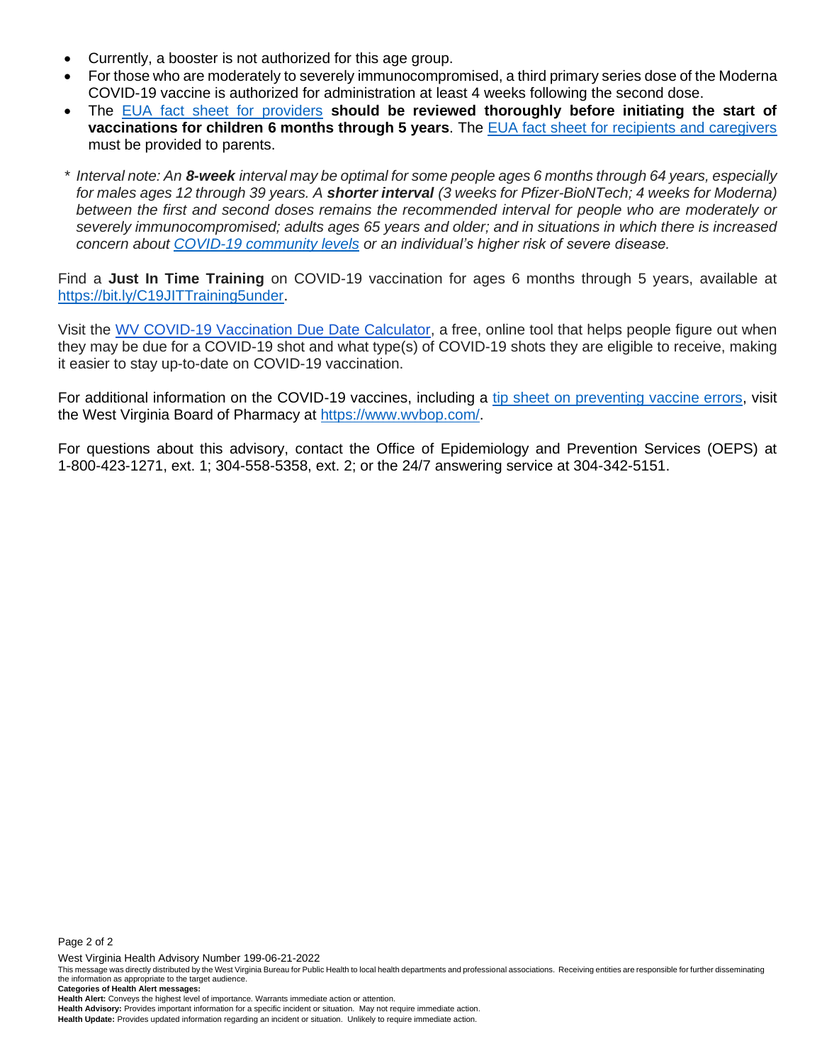- Currently, a booster is not authorized for this age group.
- For those who are moderately to severely immunocompromised, a third primary series dose of the Moderna COVID-19 vaccine is authorized for administration at least 4 weeks following the second dose.
- The EUA fact sheet for providers **should be reviewed thoroughly before initiating the start of vaccinations for children 6 months through 5 years**. The EUA fact sheet for recipients and caregivers must be provided to parents.

\* *Interval note: An **8-week** interval may be optimal for some people ages 6 months through 64 years, especially for males ages 12 through 39 years. A **shorter interval** (3 weeks for Pfizer-BioNTech; 4 weeks for Moderna) between the first and second doses remains the recommended interval for people who are moderately or severely immunocompromised; adults ages 65 years and older; and in situations in which there is increased concern about COVID-19 community levels or an individual's higher risk of severe disease.*

Find a **Just In Time Training** on COVID-19 vaccination for ages 6 months through 5 years, available at https://bit.ly/C19JITTraining5under.

Visit the WV COVID-19 Vaccination Due Date Calculator, a free, online tool that helps people figure out when they may be due for a COVID-19 shot and what type(s) of COVID-19 shots they are eligible to receive, making it easier to stay up-to-date on COVID-19 vaccination.

For additional information on the COVID-19 vaccines, including a tip sheet on preventing vaccine errors, visit the West Virginia Board of Pharmacy at https://www.wvbop.com/.

For questions about this advisory, contact the Office of Epidemiology and Prevention Services (OEPS) at 1-800-423-1271, ext. 1; 304-558-5358, ext. 2; or the 24/7 answering service at 304-342-5151.

West Virginia Health Advisory Number 199-06-21-2022

This message was directly distributed by the West Virginia Bureau for Public Health to local health departments and professional associations. Receiving entities are responsible for further disseminating the information as appropriate to the target audience.

**Categories of Health Alert messages:**

**Health Alert:** Conveys the highest level of importance. Warrants immediate action or attention.

**Health Advisory:** Provides important information for a specific incident or situation. May not require immediate action.

**Health Update:** Provides updated information regarding an incident or situation. Unlikely to require immediate action.